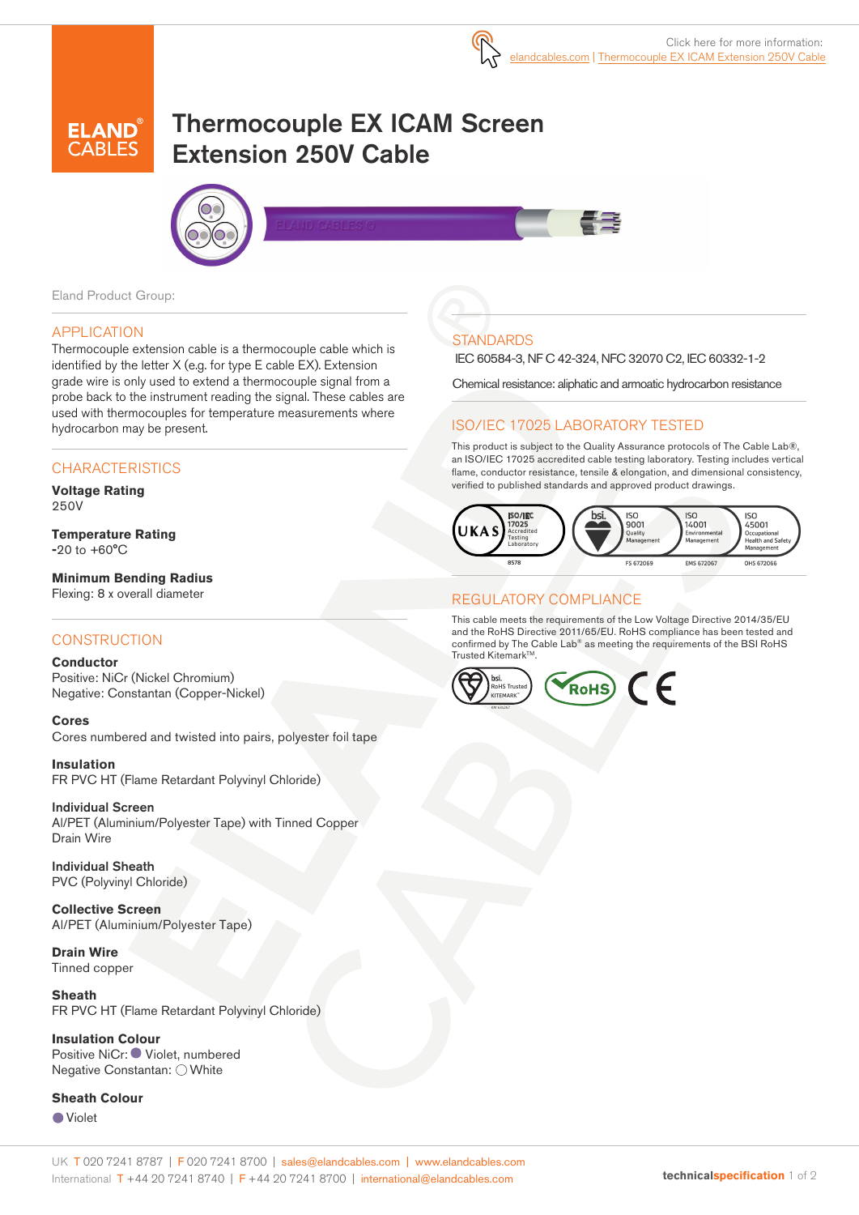Click here for more information: elandcables.com | Thermocouple EX ICAM Extension 250V Cable

# Thermocouple EX ICAM Screen Extension 250V Cable

Eland Product Group:

## APPLICATION

Thermocouple extension cable is a thermocouple cable which is identified by the letter X (e.g. for type E cable EX). Extension grade wire is only used to extend a thermocouple signal from a probe back to the instrument reading the signal. These cables are used with thermocouples for temperature measurements where hydrocarbon may be present.

## CHARACTERISTICS

**Voltage Rating**
250V

**Temperature Rating**
-20 to +60°C

**Minimum Bending Radius**
Flexing: 8 x overall diameter

## CONSTRUCTION

**Conductor**
Positive: NiCr (Nickel Chromium)
Negative: Constantan (Copper-Nickel)

**Cores**
Cores numbered and twisted into pairs, polyester foil tape

**Insulation**
FR PVC HT (Flame Retardant Polyvinyl Chloride)

**Individual Screen**
Al/PET (Aluminium/Polyester Tape) with Tinned Copper Drain Wire

**Individual Sheath**
PVC (Polyvinyl Chloride)

**Collective Screen**
Al/PET (Aluminium/Polyester Tape)

**Drain Wire**
Tinned copper

**Sheath**
FR PVC HT (Flame Retardant Polyvinyl Chloride)

**Insulation Colour**
Positive NiCr: Violet, numbered
Negative Constantan: White

**Sheath Colour**
Violet

## STANDARDS

IEC 60584-3, NF C 42-324, NFC 32070 C2, IEC 60332-1-2

Chemical resistance: aliphatic and armoatic hydrocarbon resistance

## ISO/IEC 17025 LABORATORY TESTED

This product is subject to the Quality Assurance protocols of The Cable Lab®, an ISO/IEC 17025 accredited cable testing laboratory. Testing includes vertical flame, conductor resistance, tensile & elongation, and dimensional consistency, verified to published standards and approved product drawings.

UKAS ISO/IEC 17025 Accredited Testing Laboratory 8578 | bsi. ISO 9001 Quality Management FS 672069 | ISO 14001 Environmental Management EMS 672067 | ISO 45001 Occupational Health and Safety Management OHS 672066

## REGULATORY COMPLIANCE

This cable meets the requirements of the Low Voltage Directive 2014/35/EU and the RoHS Directive 2011/65/EU. RoHS compliance has been tested and confirmed by The Cable Lab® as meeting the requirements of the BSI RoHS Trusted Kitemark™.

bsi. RoHS Trusted KITEMARK™ | RoHS | CE

UK T 020 7241 8787 | F 020 7241 8700 | sales@elandcables.com | www.elandcables.com
International T +44 20 7241 8740 | F +44 20 7241 8700 | international@elandcables.com

technicalspecification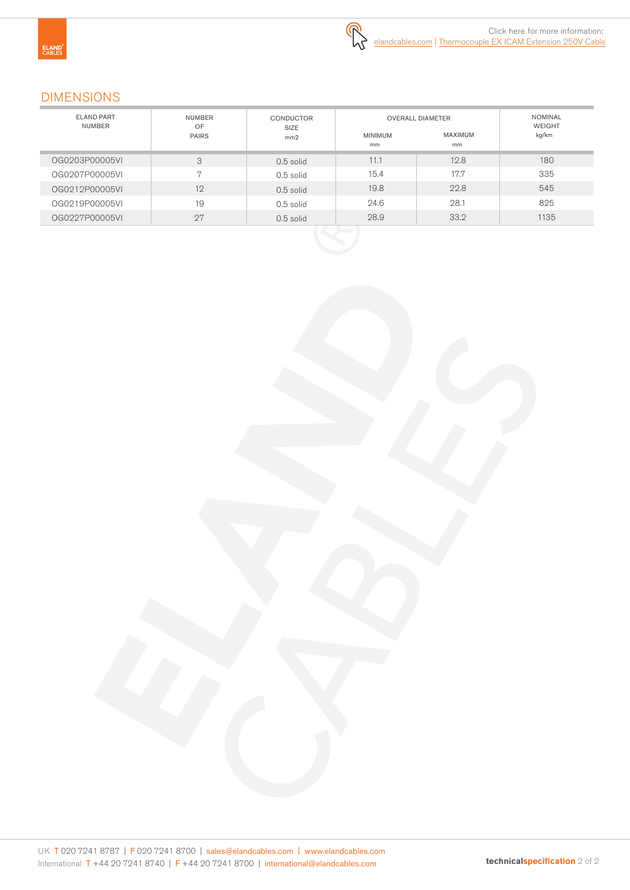Click here for more information:
elandcables.com | Thermocouple EX ICAM Extension 250V Cable

## DIMENSIONS

| ELAND PART NUMBER | NUMBER OF PAIRS | CONDUCTOR SIZE mm2 | OVERALL DIAMETER | | NOMINAL WEIGHT kg/km |
|---|---|---|---|---|---|
| | | | MINIMUM mm | MAXIMUM mm | |
| OG0203P00005VI | 3 | 0.5 solid | 11.1 | 12.8 | 180 |
| OG0207P00005VI | 7 | 0.5 solid | 15.4 | 17.7 | 335 |
| OG0212P00005VI | 12 | 0.5 solid | 19.8 | 22.8 | 545 |
| OG0219P00005VI | 19 | 0.5 solid | 24.6 | 28.1 | 825 |
| OG0227P00005VI | 27 | 0.5 solid | 28.9 | 33.2 | 1135 |

UK T 020 7241 8787 | F 020 7241 8700 | sales@elandcables.com | www.elandcables.com
International T +44 20 7241 8740 | F +44 20 7241 8700 | international@elandcables.com